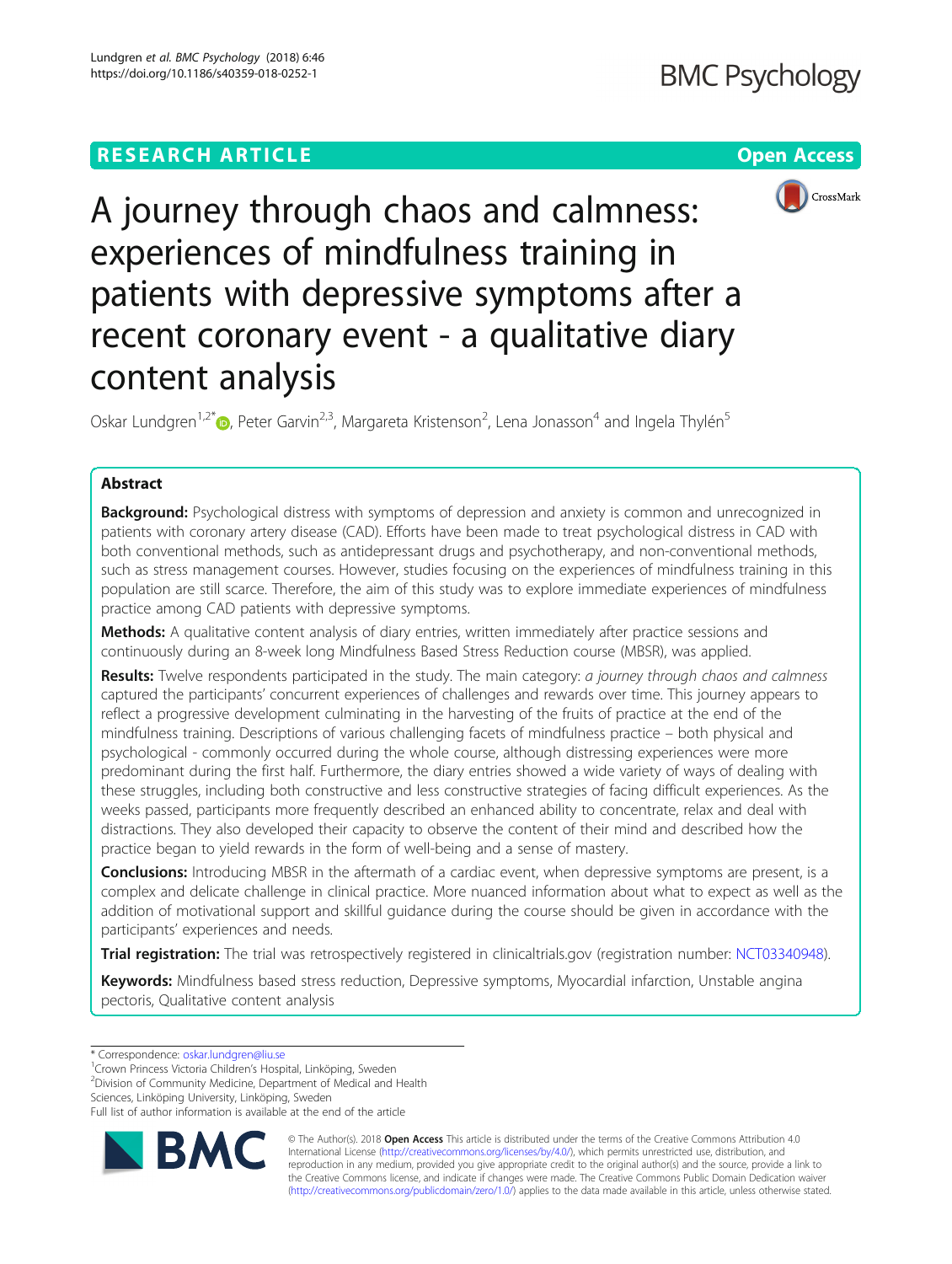RESEARCH ARTICLE

Open Access

# A journey through chaos and calmness: experiences of mindfulness training in patients with depressive symptoms after a recent coronary event - a qualitative diary content analysis

Oskar Lundgren[1,2*], Peter Garvin[2,3], Margareta Kristenson[2], Lena Jonasson[4] and Ingela Thylén[5]

## Abstract

**Background:** Psychological distress with symptoms of depression and anxiety is common and unrecognized in patients with coronary artery disease (CAD). Efforts have been made to treat psychological distress in CAD with both conventional methods, such as antidepressant drugs and psychotherapy, and non-conventional methods, such as stress management courses. However, studies focusing on the experiences of mindfulness training in this population are still scarce. Therefore, the aim of this study was to explore immediate experiences of mindfulness practice among CAD patients with depressive symptoms.

**Methods:** A qualitative content analysis of diary entries, written immediately after practice sessions and continuously during an 8-week long Mindfulness Based Stress Reduction course (MBSR), was applied.

**Results:** Twelve respondents participated in the study. The main category: *a journey through chaos and calmness* captured the participants' concurrent experiences of challenges and rewards over time. This journey appears to reflect a progressive development culminating in the harvesting of the fruits of practice at the end of the mindfulness training. Descriptions of various challenging facets of mindfulness practice – both physical and psychological - commonly occurred during the whole course, although distressing experiences were more predominant during the first half. Furthermore, the diary entries showed a wide variety of ways of dealing with these struggles, including both constructive and less constructive strategies of facing difficult experiences. As the weeks passed, participants more frequently described an enhanced ability to concentrate, relax and deal with distractions. They also developed their capacity to observe the content of their mind and described how the practice began to yield rewards in the form of well-being and a sense of mastery.

**Conclusions:** Introducing MBSR in the aftermath of a cardiac event, when depressive symptoms are present, is a complex and delicate challenge in clinical practice. More nuanced information about what to expect as well as the addition of motivational support and skillful guidance during the course should be given in accordance with the participants' experiences and needs.

**Trial registration:** The trial was retrospectively registered in clinicaltrials.gov (registration number: NCT03340948).

**Keywords:** Mindfulness based stress reduction, Depressive symptoms, Myocardial infarction, Unstable angina pectoris, Qualitative content analysis

---

* Correspondence: oskar.lundgren@liu.se
[1]Crown Princess Victoria Children's Hospital, Linköping, Sweden
[2]Division of Community Medicine, Department of Medical and Health Sciences, Linköping University, Linköping, Sweden
Full list of author information is available at the end of the article

© The Author(s). 2018 **Open Access** This article is distributed under the terms of the Creative Commons Attribution 4.0 International License (http://creativecommons.org/licenses/by/4.0/), which permits unrestricted use, distribution, and reproduction in any medium, provided you give appropriate credit to the original author(s) and the source, provide a link to the Creative Commons license, and indicate if changes were made. The Creative Commons Public Domain Dedication waiver (http://creativecommons.org/publicdomain/zero/1.0/) applies to the data made available in this article, unless otherwise stated.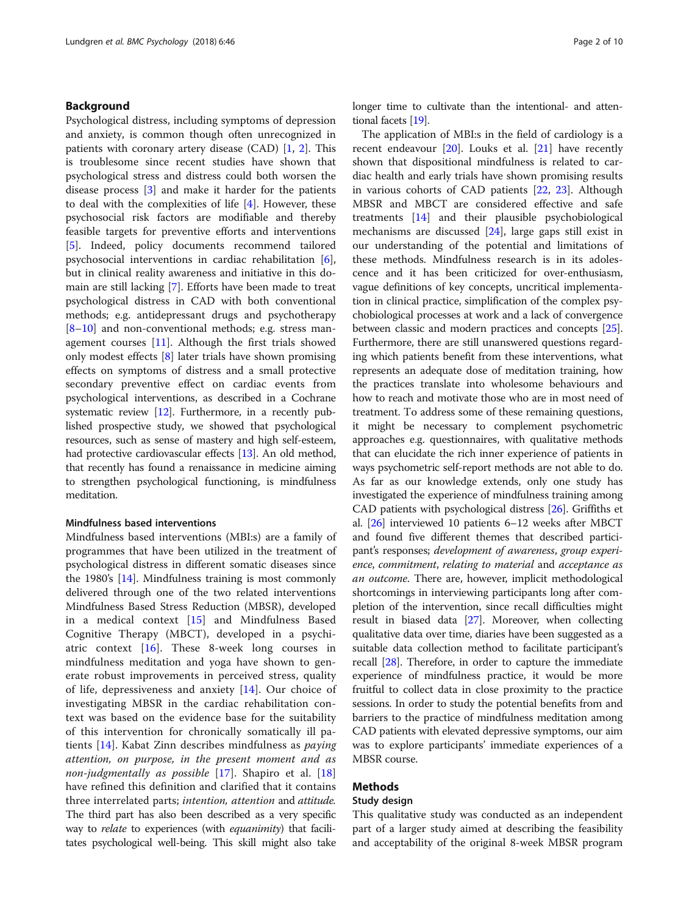## Background

Psychological distress, including symptoms of depression and anxiety, is common though often unrecognized in patients with coronary artery disease (CAD) [1, 2]. This is troublesome since recent studies have shown that psychological stress and distress could both worsen the disease process [3] and make it harder for the patients to deal with the complexities of life [4]. However, these psychosocial risk factors are modifiable and thereby feasible targets for preventive efforts and interventions [5]. Indeed, policy documents recommend tailored psychosocial interventions in cardiac rehabilitation [6], but in clinical reality awareness and initiative in this domain are still lacking [7]. Efforts have been made to treat psychological distress in CAD with both conventional methods; e.g. antidepressant drugs and psychotherapy [8–10] and non-conventional methods; e.g. stress management courses [11]. Although the first trials showed only modest effects [8] later trials have shown promising effects on symptoms of distress and a small protective secondary preventive effect on cardiac events from psychological interventions, as described in a Cochrane systematic review [12]. Furthermore, in a recently published prospective study, we showed that psychological resources, such as sense of mastery and high self-esteem, had protective cardiovascular effects [13]. An old method, that recently has found a renaissance in medicine aiming to strengthen psychological functioning, is mindfulness meditation.

### Mindfulness based interventions

Mindfulness based interventions (MBI:s) are a family of programmes that have been utilized in the treatment of psychological distress in different somatic diseases since the 1980's [14]. Mindfulness training is most commonly delivered through one of the two related interventions Mindfulness Based Stress Reduction (MBSR), developed in a medical context [15] and Mindfulness Based Cognitive Therapy (MBCT), developed in a psychiatric context [16]. These 8-week long courses in mindfulness meditation and yoga have shown to generate robust improvements in perceived stress, quality of life, depressiveness and anxiety [14]. Our choice of investigating MBSR in the cardiac rehabilitation context was based on the evidence base for the suitability of this intervention for chronically somatically ill patients [14]. Kabat Zinn describes mindfulness as *paying attention, on purpose, in the present moment and as non-judgmentally as possible* [17]. Shapiro et al. [18] have refined this definition and clarified that it contains three interrelated parts; *intention, attention* and *attitude*. The third part has also been described as a very specific way to *relate* to experiences (with *equanimity*) that facilitates psychological well-being. This skill might also take longer time to cultivate than the intentional- and attentional facets [19].

The application of MBI:s in the field of cardiology is a recent endeavour [20]. Louks et al. [21] have recently shown that dispositional mindfulness is related to cardiac health and early trials have shown promising results in various cohorts of CAD patients [22, 23]. Although MBSR and MBCT are considered effective and safe treatments [14] and their plausible psychobiological mechanisms are discussed [24], large gaps still exist in our understanding of the potential and limitations of these methods. Mindfulness research is in its adolescence and it has been criticized for over-enthusiasm, vague definitions of key concepts, uncritical implementation in clinical practice, simplification of the complex psychobiological processes at work and a lack of convergence between classic and modern practices and concepts [25]. Furthermore, there are still unanswered questions regarding which patients benefit from these interventions, what represents an adequate dose of meditation training, how the practices translate into wholesome behaviours and how to reach and motivate those who are in most need of treatment. To address some of these remaining questions, it might be necessary to complement psychometric approaches e.g. questionnaires, with qualitative methods that can elucidate the rich inner experience of patients in ways psychometric self-report methods are not able to do. As far as our knowledge extends, only one study has investigated the experience of mindfulness training among CAD patients with psychological distress [26]. Griffiths et al. [26] interviewed 10 patients 6–12 weeks after MBCT and found five different themes that described participant's responses; *development of awareness, group experience, commitment, relating to material* and *acceptance as an outcome*. There are, however, implicit methodological shortcomings in interviewing participants long after completion of the intervention, since recall difficulties might result in biased data [27]. Moreover, when collecting qualitative data over time, diaries have been suggested as a suitable data collection method to facilitate participant's recall [28]. Therefore, in order to capture the immediate experience of mindfulness practice, it would be more fruitful to collect data in close proximity to the practice sessions. In order to study the potential benefits from and barriers to the practice of mindfulness meditation among CAD patients with elevated depressive symptoms, our aim was to explore participants' immediate experiences of a MBSR course.

## Methods

### Study design

This qualitative study was conducted as an independent part of a larger study aimed at describing the feasibility and acceptability of the original 8-week MBSR program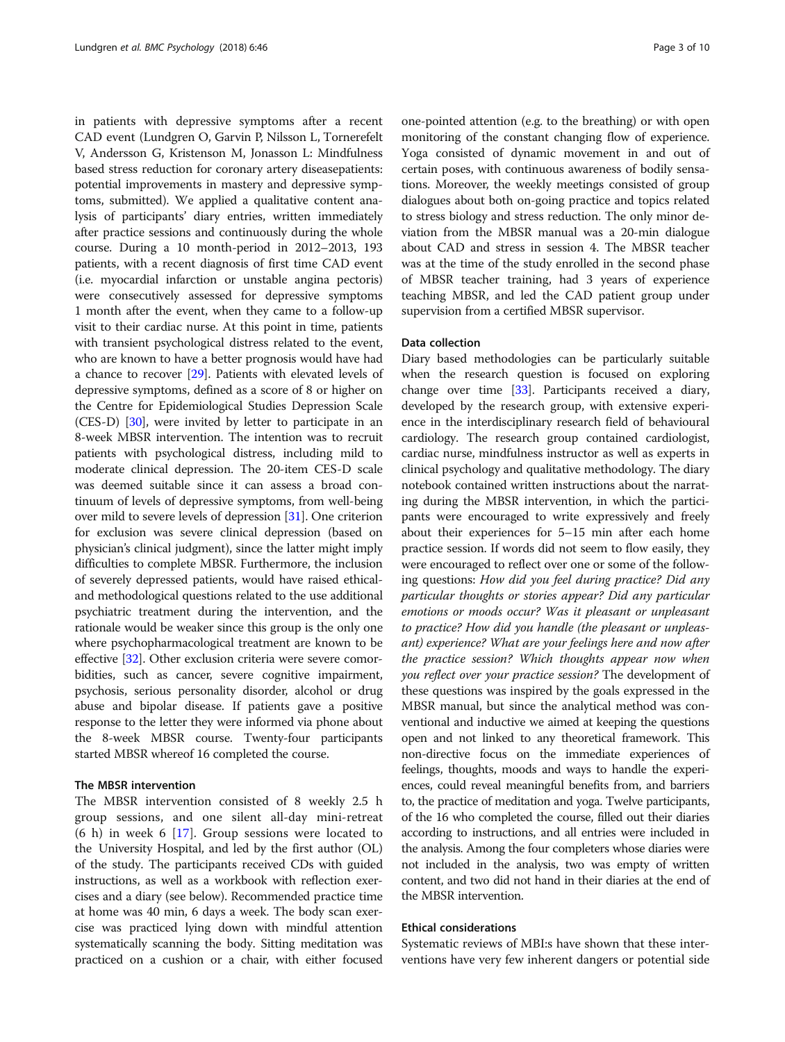in patients with depressive symptoms after a recent CAD event (Lundgren O, Garvin P, Nilsson L, Tornerefelt V, Andersson G, Kristenson M, Jonasson L: Mindfulness based stress reduction for coronary artery diseasepatients: potential improvements in mastery and depressive symptoms, submitted). We applied a qualitative content analysis of participants' diary entries, written immediately after practice sessions and continuously during the whole course. During a 10 month-period in 2012–2013, 193 patients, with a recent diagnosis of first time CAD event (i.e. myocardial infarction or unstable angina pectoris) were consecutively assessed for depressive symptoms 1 month after the event, when they came to a follow-up visit to their cardiac nurse. At this point in time, patients with transient psychological distress related to the event, who are known to have a better prognosis would have had a chance to recover [29]. Patients with elevated levels of depressive symptoms, defined as a score of 8 or higher on the Centre for Epidemiological Studies Depression Scale (CES-D) [30], were invited by letter to participate in an 8-week MBSR intervention. The intention was to recruit patients with psychological distress, including mild to moderate clinical depression. The 20-item CES-D scale was deemed suitable since it can assess a broad continuum of levels of depressive symptoms, from well-being over mild to severe levels of depression [31]. One criterion for exclusion was severe clinical depression (based on physician's clinical judgment), since the latter might imply difficulties to complete MBSR. Furthermore, the inclusion of severely depressed patients, would have raised ethical- and methodological questions related to the use additional psychiatric treatment during the intervention, and the rationale would be weaker since this group is the only one where psychopharmacological treatment are known to be effective [32]. Other exclusion criteria were severe comorbidities, such as cancer, severe cognitive impairment, psychosis, serious personality disorder, alcohol or drug abuse and bipolar disease. If patients gave a positive response to the letter they were informed via phone about the 8-week MBSR course. Twenty-four participants started MBSR whereof 16 completed the course.

### The MBSR intervention

The MBSR intervention consisted of 8 weekly 2.5 h group sessions, and one silent all-day mini-retreat (6 h) in week 6 [17]. Group sessions were located to the University Hospital, and led by the first author (OL) of the study. The participants received CDs with guided instructions, as well as a workbook with reflection exercises and a diary (see below). Recommended practice time at home was 40 min, 6 days a week. The body scan exercise was practiced lying down with mindful attention systematically scanning the body. Sitting meditation was practiced on a cushion or a chair, with either focused one-pointed attention (e.g. to the breathing) or with open monitoring of the constant changing flow of experience. Yoga consisted of dynamic movement in and out of certain poses, with continuous awareness of bodily sensations. Moreover, the weekly meetings consisted of group dialogues about both on-going practice and topics related to stress biology and stress reduction. The only minor deviation from the MBSR manual was a 20-min dialogue about CAD and stress in session 4. The MBSR teacher was at the time of the study enrolled in the second phase of MBSR teacher training, had 3 years of experience teaching MBSR, and led the CAD patient group under supervision from a certified MBSR supervisor.

### Data collection

Diary based methodologies can be particularly suitable when the research question is focused on exploring change over time [33]. Participants received a diary, developed by the research group, with extensive experience in the interdisciplinary research field of behavioural cardiology. The research group contained cardiologist, cardiac nurse, mindfulness instructor as well as experts in clinical psychology and qualitative methodology. The diary notebook contained written instructions about the narrating during the MBSR intervention, in which the participants were encouraged to write expressively and freely about their experiences for 5–15 min after each home practice session. If words did not seem to flow easily, they were encouraged to reflect over one or some of the following questions: *How did you feel during practice? Did any particular thoughts or stories appear? Did any particular emotions or moods occur? Was it pleasant or unpleasant to practice? How did you handle (the pleasant or unpleasant) experience? What are your feelings here and now after the practice session? Which thoughts appear now when you reflect over your practice session?* The development of these questions was inspired by the goals expressed in the MBSR manual, but since the analytical method was conventional and inductive we aimed at keeping the questions open and not linked to any theoretical framework. This non-directive focus on the immediate experiences of feelings, thoughts, moods and ways to handle the experiences, could reveal meaningful benefits from, and barriers to, the practice of meditation and yoga. Twelve participants, of the 16 who completed the course, filled out their diaries according to instructions, and all entries were included in the analysis. Among the four completers whose diaries were not included in the analysis, two was empty of written content, and two did not hand in their diaries at the end of the MBSR intervention.

### Ethical considerations

Systematic reviews of MBI:s have shown that these interventions have very few inherent dangers or potential side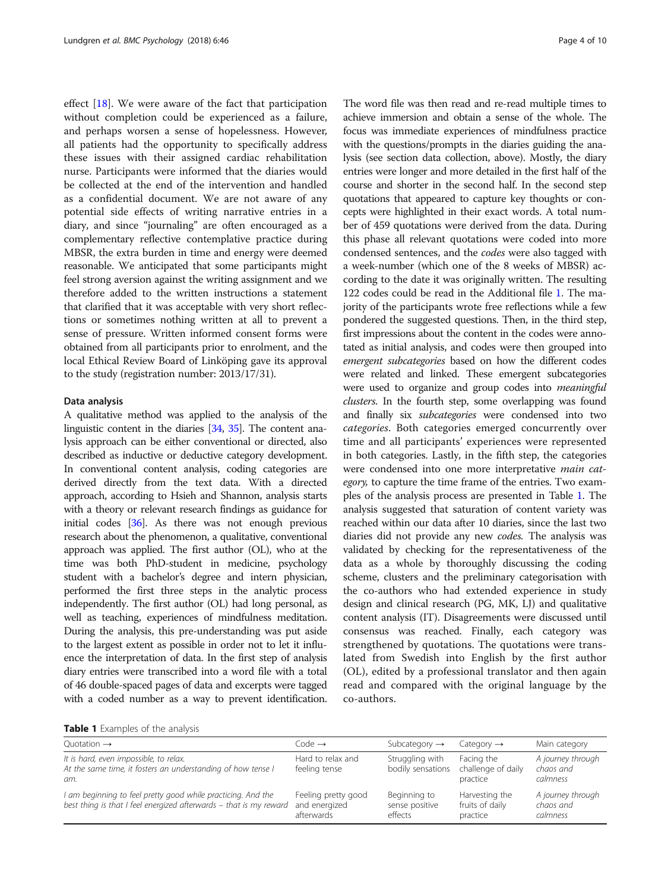effect [18]. We were aware of the fact that participation without completion could be experienced as a failure, and perhaps worsen a sense of hopelessness. However, all patients had the opportunity to specifically address these issues with their assigned cardiac rehabilitation nurse. Participants were informed that the diaries would be collected at the end of the intervention and handled as a confidential document. We are not aware of any potential side effects of writing narrative entries in a diary, and since "journaling" are often encouraged as a complementary reflective contemplative practice during MBSR, the extra burden in time and energy were deemed reasonable. We anticipated that some participants might feel strong aversion against the writing assignment and we therefore added to the written instructions a statement that clarified that it was acceptable with very short reflections or sometimes nothing written at all to prevent a sense of pressure. Written informed consent forms were obtained from all participants prior to enrolment, and the local Ethical Review Board of Linköping gave its approval to the study (registration number: 2013/17/31).

## Data analysis

A qualitative method was applied to the analysis of the linguistic content in the diaries [34, 35]. The content analysis approach can be either conventional or directed, also described as inductive or deductive category development. In conventional content analysis, coding categories are derived directly from the text data. With a directed approach, according to Hsieh and Shannon, analysis starts with a theory or relevant research findings as guidance for initial codes [36]. As there was not enough previous research about the phenomenon, a qualitative, conventional approach was applied. The first author (OL), who at the time was both PhD-student in medicine, psychology student with a bachelor's degree and intern physician, performed the first three steps in the analytic process independently. The first author (OL) had long personal, as well as teaching, experiences of mindfulness meditation. During the analysis, this pre-understanding was put aside to the largest extent as possible in order not to let it influence the interpretation of data. In the first step of analysis diary entries were transcribed into a word file with a total of 46 double-spaced pages of data and excerpts were tagged with a coded number as a way to prevent identification. The word file was then read and re-read multiple times to achieve immersion and obtain a sense of the whole. The focus was immediate experiences of mindfulness practice with the questions/prompts in the diaries guiding the analysis (see section data collection, above). Mostly, the diary entries were longer and more detailed in the first half of the course and shorter in the second half. In the second step quotations that appeared to capture key thoughts or concepts were highlighted in their exact words. A total number of 459 quotations were derived from the data. During this phase all relevant quotations were coded into more condensed sentences, and the *codes* were also tagged with a week-number (which one of the 8 weeks of MBSR) according to the date it was originally written. The resulting 122 codes could be read in the Additional file 1. The majority of the participants wrote free reflections while a few pondered the suggested questions. Then, in the third step, first impressions about the content in the codes were annotated as initial analysis, and codes were then grouped into *emergent subcategories* based on how the different codes were related and linked. These emergent subcategories were used to organize and group codes into *meaningful clusters*. In the fourth step, some overlapping was found and finally six *subcategories* were condensed into two *categories*. Both categories emerged concurrently over time and all participants' experiences were represented in both categories. Lastly, in the fifth step, the categories were condensed into one more interpretative *main category,* to capture the time frame of the entries. Two examples of the analysis process are presented in Table 1. The analysis suggested that saturation of content variety was reached within our data after 10 diaries, since the last two diaries did not provide any new *codes*. The analysis was validated by checking for the representativeness of the data as a whole by thoroughly discussing the coding scheme, clusters and the preliminary categorisation with the co-authors who had extended experience in study design and clinical research (PG, MK, LJ) and qualitative content analysis (IT). Disagreements were discussed until consensus was reached. Finally, each category was strengthened by quotations. The quotations were translated from Swedish into English by the first author (OL), edited by a professional translator and then again read and compared with the original language by the co-authors.

**Table 1** Examples of the analysis

| Quotation → | Code → | Subcategory → | Category → | Main category |
| --- | --- | --- | --- | --- |
| *It is hard, even impossible, to relax. At the same time, it fosters an understanding of how tense I am.* | Hard to relax and feeling tense | Struggling with bodily sensations | Facing the challenge of daily practice | *A journey through chaos and calmness* |
| *I am beginning to feel pretty good while practicing. And the best thing is that I feel energized afterwards – that is my reward* | Feeling pretty good and energized afterwards | Beginning to sense positive effects | Harvesting the fruits of daily practice | *A journey through chaos and calmness* |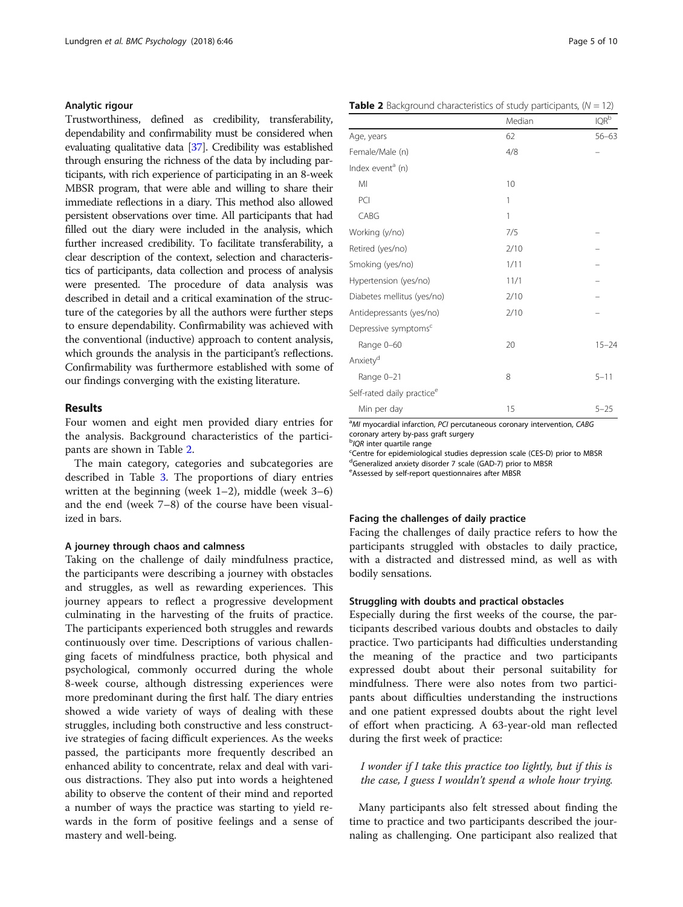### Analytic rigour

Trustworthiness, defined as credibility, transferability, dependability and confirmability must be considered when evaluating qualitative data [37]. Credibility was established through ensuring the richness of the data by including participants, with rich experience of participating in an 8-week MBSR program, that were able and willing to share their immediate reflections in a diary. This method also allowed persistent observations over time. All participants that had filled out the diary were included in the analysis, which further increased credibility. To facilitate transferability, a clear description of the context, selection and characteristics of participants, data collection and process of analysis were presented. The procedure of data analysis was described in detail and a critical examination of the structure of the categories by all the authors were further steps to ensure dependability. Confirmability was achieved with the conventional (inductive) approach to content analysis, which grounds the analysis in the participant's reflections. Confirmability was furthermore established with some of our findings converging with the existing literature.

## Results

Four women and eight men provided diary entries for the analysis. Background characteristics of the participants are shown in Table 2.

**Table 2** Background characteristics of study participants, ($N = 12$)

| | Median | IQR[b] |
|---|---|---|
| Age, years | 62 | 56–63 |
| Female/Male (n) | 4/8 | – |
| Index event[a] (n) | | |
| MI | 10 | |
| PCI | 1 | |
| CABG | 1 | |
| Working (y/no) | 7/5 | – |
| Retired (yes/no) | 2/10 | – |
| Smoking (yes/no) | 1/11 | – |
| Hypertension (yes/no) | 11/1 | – |
| Diabetes mellitus (yes/no) | 2/10 | – |
| Antidepressants (yes/no) | 2/10 | – |
| Depressive symptoms[c] | | |
| Range 0–60 | 20 | 15–24 |
| Anxiety[d] | | |
| Range 0–21 | 8 | 5–11 |
| Self-rated daily practice[e] | | |
| Min per day | 15 | 5–25 |

[a]*MI* myocardial infarction, *PCI* percutaneous coronary intervention, *CABG* coronary artery by-pass graft surgery
[b]*IQR* inter quartile range
[c]Centre for epidemiological studies depression scale (CES-D) prior to MBSR
[d]Generalized anxiety disorder 7 scale (GAD-7) prior to MBSR
[e]Assessed by self-report questionnaires after MBSR

The main category, categories and subcategories are described in Table 3. The proportions of diary entries written at the beginning (week 1–2), middle (week 3–6) and the end (week 7–8) of the course have been visualized in bars.

### A journey through chaos and calmness

Taking on the challenge of daily mindfulness practice, the participants were describing a journey with obstacles and struggles, as well as rewarding experiences. This journey appears to reflect a progressive development culminating in the harvesting of the fruits of practice. The participants experienced both struggles and rewards continuously over time. Descriptions of various challenging facets of mindfulness practice, both physical and psychological, commonly occurred during the whole 8-week course, although distressing experiences were more predominant during the first half. The diary entries showed a wide variety of ways of dealing with these struggles, including both constructive and less constructive strategies of facing difficult experiences. As the weeks passed, the participants more frequently described an enhanced ability to concentrate, relax and deal with various distractions. They also put into words a heightened ability to observe the content of their mind and reported a number of ways the practice was starting to yield rewards in the form of positive feelings and a sense of mastery and well-being.

### Facing the challenges of daily practice

Facing the challenges of daily practice refers to how the participants struggled with obstacles to daily practice, with a distracted and distressed mind, as well as with bodily sensations.

### Struggling with doubts and practical obstacles

Especially during the first weeks of the course, the participants described various doubts and obstacles to daily practice. Two participants had difficulties understanding the meaning of the practice and two participants expressed doubt about their personal suitability for mindfulness. There were also notes from two participants about difficulties understanding the instructions and one patient expressed doubts about the right level of effort when practicing. A 63-year-old man reflected during the first week of practice:

> *I wonder if I take this practice too lightly, but if this is the case, I guess I wouldn't spend a whole hour trying.*

Many participants also felt stressed about finding the time to practice and two participants described the journaling as challenging. One participant also realized that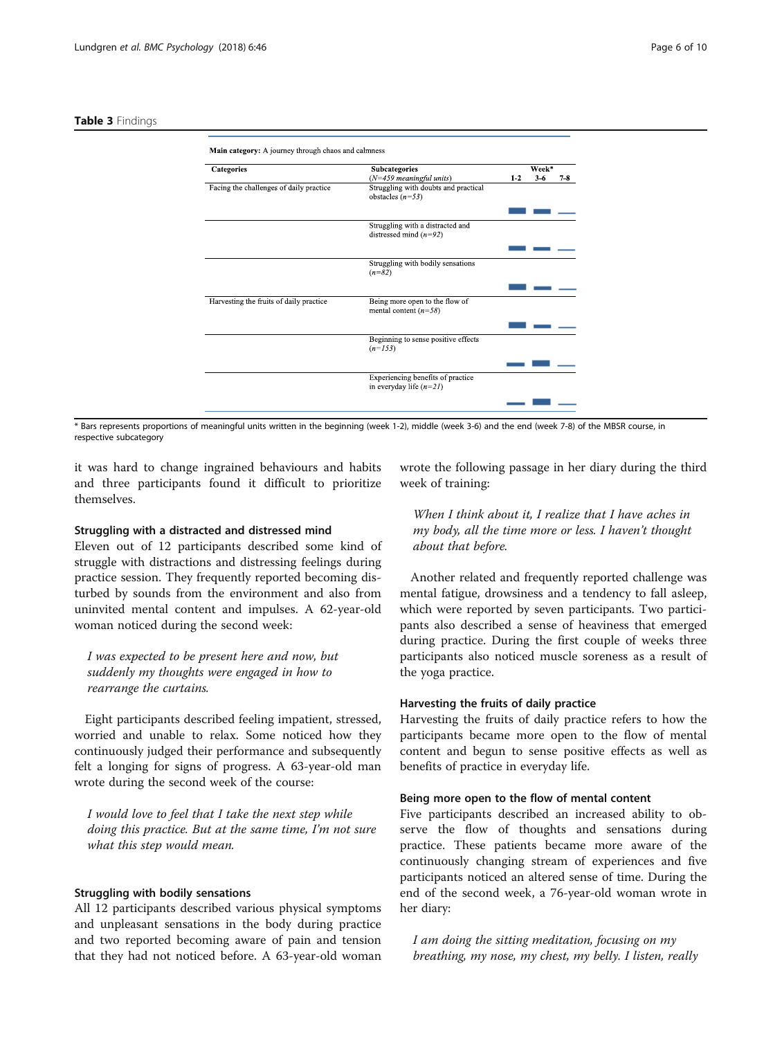**Table 3** Findings

**Main category:** A journey through chaos and calmness

| Categories | Subcategories (*N=459 meaningful units*) | Week* 1-2 | Week* 3-6 | Week* 7-8 |
|---|---|---|---|---|
| Facing the challenges of daily practice | Struggling with doubts and practical obstacles (*n=53*) | | | |
| | Struggling with a distracted and distressed mind (*n=92*) | | | |
| | Struggling with bodily sensations (*n=82*) | | | |
| Harvesting the fruits of daily practice | Being more open to the flow of mental content (*n=58*) | | | |
| | Beginning to sense positive effects (*n=153*) | | | |
| | Experiencing benefits of practice in everyday life (*n=21*) | | | |

\* Bars represents proportions of meaningful units written in the beginning (week 1-2), middle (week 3-6) and the end (week 7-8) of the MBSR course, in respective subcategory

it was hard to change ingrained behaviours and habits and three participants found it difficult to prioritize themselves.

### Struggling with a distracted and distressed mind

Eleven out of 12 participants described some kind of struggle with distractions and distressing feelings during practice session. They frequently reported becoming disturbed by sounds from the environment and also from uninvited mental content and impulses. A 62-year-old woman noticed during the second week:

> *I was expected to be present here and now, but suddenly my thoughts were engaged in how to rearrange the curtains.*

Eight participants described feeling impatient, stressed, worried and unable to relax. Some noticed how they continuously judged their performance and subsequently felt a longing for signs of progress. A 63-year-old man wrote during the second week of the course:

> *I would love to feel that I take the next step while doing this practice. But at the same time, I'm not sure what this step would mean.*

### Struggling with bodily sensations

All 12 participants described various physical symptoms and unpleasant sensations in the body during practice and two reported becoming aware of pain and tension that they had not noticed before. A 63-year-old woman wrote the following passage in her diary during the third week of training:

> *When I think about it, I realize that I have aches in my body, all the time more or less. I haven't thought about that before.*

Another related and frequently reported challenge was mental fatigue, drowsiness and a tendency to fall asleep, which were reported by seven participants. Two participants also described a sense of heaviness that emerged during practice. During the first couple of weeks three participants also noticed muscle soreness as a result of the yoga practice.

### Harvesting the fruits of daily practice

Harvesting the fruits of daily practice refers to how the participants became more open to the flow of mental content and begun to sense positive effects as well as benefits of practice in everyday life.

### Being more open to the flow of mental content

Five participants described an increased ability to observe the flow of thoughts and sensations during practice. These patients became more aware of the continuously changing stream of experiences and five participants noticed an altered sense of time. During the end of the second week, a 76-year-old woman wrote in her diary:

> *I am doing the sitting meditation, focusing on my breathing, my nose, my chest, my belly. I listen, really*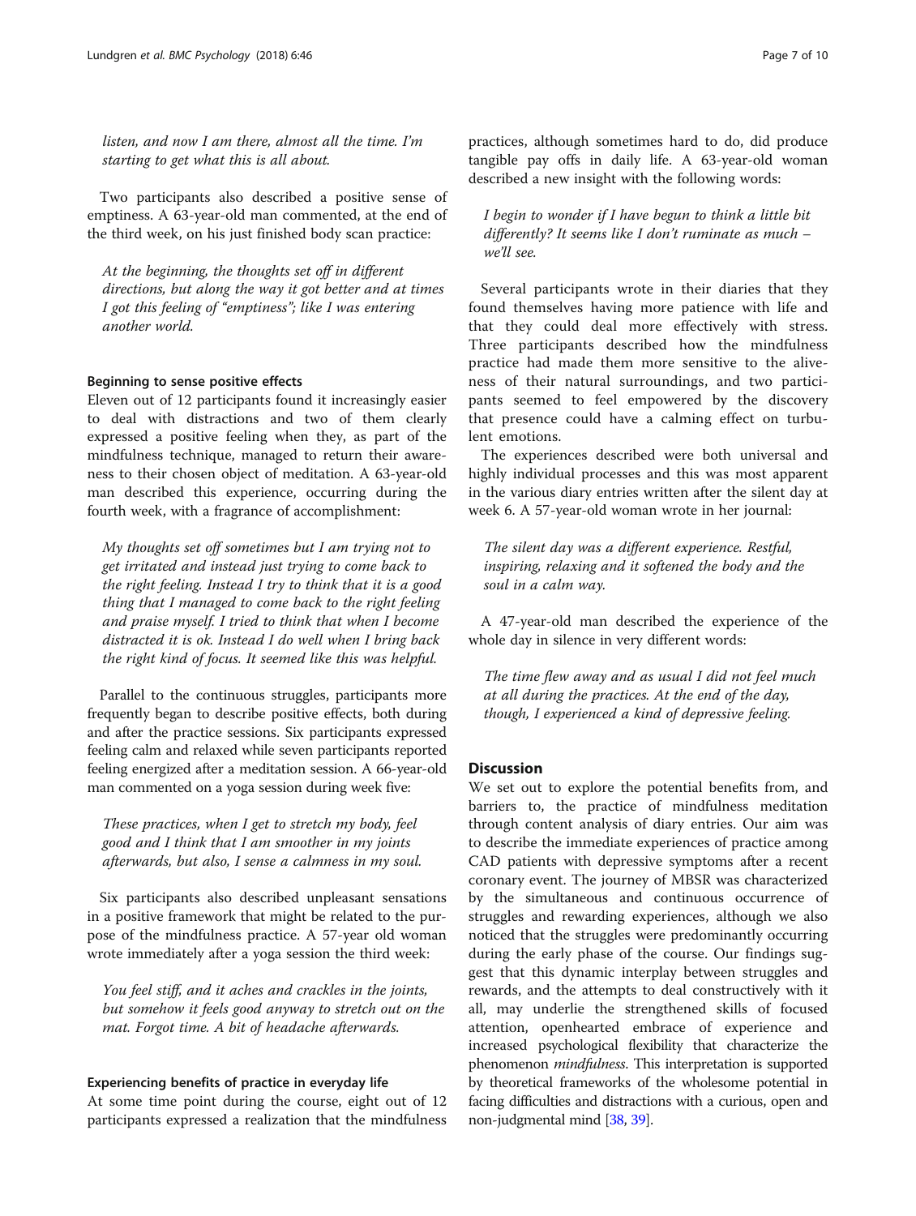*listen, and now I am there, almost all the time. I'm starting to get what this is all about.*

Two participants also described a positive sense of emptiness. A 63-year-old man commented, at the end of the third week, on his just finished body scan practice:

*At the beginning, the thoughts set off in different directions, but along the way it got better and at times I got this feeling of "emptiness"; like I was entering another world.*

#### Beginning to sense positive effects

Eleven out of 12 participants found it increasingly easier to deal with distractions and two of them clearly expressed a positive feeling when they, as part of the mindfulness technique, managed to return their awareness to their chosen object of meditation. A 63-year-old man described this experience, occurring during the fourth week, with a fragrance of accomplishment:

*My thoughts set off sometimes but I am trying not to get irritated and instead just trying to come back to the right feeling. Instead I try to think that it is a good thing that I managed to come back to the right feeling and praise myself. I tried to think that when I become distracted it is ok. Instead I do well when I bring back the right kind of focus. It seemed like this was helpful.*

Parallel to the continuous struggles, participants more frequently began to describe positive effects, both during and after the practice sessions. Six participants expressed feeling calm and relaxed while seven participants reported feeling energized after a meditation session. A 66-year-old man commented on a yoga session during week five:

*These practices, when I get to stretch my body, feel good and I think that I am smoother in my joints afterwards, but also, I sense a calmness in my soul.*

Six participants also described unpleasant sensations in a positive framework that might be related to the purpose of the mindfulness practice. A 57-year old woman wrote immediately after a yoga session the third week:

*You feel stiff, and it aches and crackles in the joints, but somehow it feels good anyway to stretch out on the mat. Forgot time. A bit of headache afterwards.*

#### Experiencing benefits of practice in everyday life

At some time point during the course, eight out of 12 participants expressed a realization that the mindfulness practices, although sometimes hard to do, did produce tangible pay offs in daily life. A 63-year-old woman described a new insight with the following words:

*I begin to wonder if I have begun to think a little bit differently? It seems like I don't ruminate as much – we'll see.*

Several participants wrote in their diaries that they found themselves having more patience with life and that they could deal more effectively with stress. Three participants described how the mindfulness practice had made them more sensitive to the aliveness of their natural surroundings, and two participants seemed to feel empowered by the discovery that presence could have a calming effect on turbulent emotions.

The experiences described were both universal and highly individual processes and this was most apparent in the various diary entries written after the silent day at week 6. A 57-year-old woman wrote in her journal:

*The silent day was a different experience. Restful, inspiring, relaxing and it softened the body and the soul in a calm way.*

A 47-year-old man described the experience of the whole day in silence in very different words:

*The time flew away and as usual I did not feel much at all during the practices. At the end of the day, though, I experienced a kind of depressive feeling.*

## Discussion

We set out to explore the potential benefits from, and barriers to, the practice of mindfulness meditation through content analysis of diary entries. Our aim was to describe the immediate experiences of practice among CAD patients with depressive symptoms after a recent coronary event. The journey of MBSR was characterized by the simultaneous and continuous occurrence of struggles and rewarding experiences, although we also noticed that the struggles were predominantly occurring during the early phase of the course. Our findings suggest that this dynamic interplay between struggles and rewards, and the attempts to deal constructively with it all, may underlie the strengthened skills of focused attention, openhearted embrace of experience and increased psychological flexibility that characterize the phenomenon *mindfulness*. This interpretation is supported by theoretical frameworks of the wholesome potential in facing difficulties and distractions with a curious, open and non-judgmental mind [38, 39].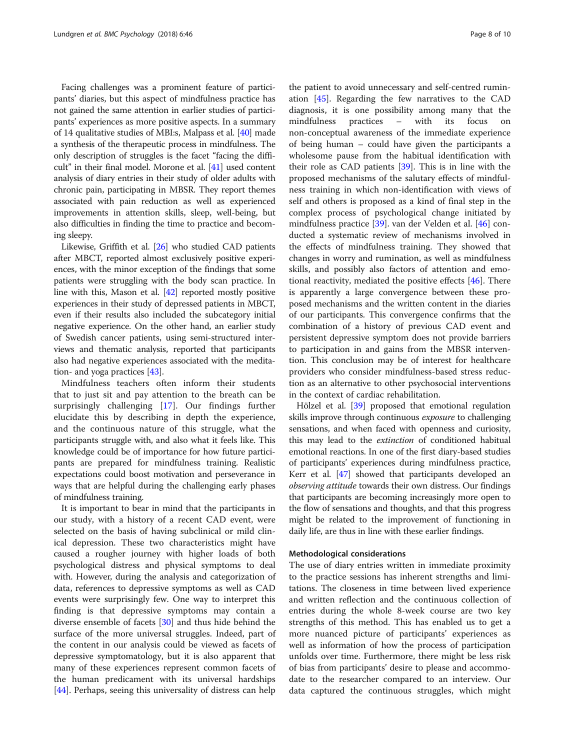Facing challenges was a prominent feature of participants' diaries, but this aspect of mindfulness practice has not gained the same attention in earlier studies of participants' experiences as more positive aspects. In a summary of 14 qualitative studies of MBI:s, Malpass et al. [40] made a synthesis of the therapeutic process in mindfulness. The only description of struggles is the facet "facing the difficult" in their final model. Morone et al. [41] used content analysis of diary entries in their study of older adults with chronic pain, participating in MBSR. They report themes associated with pain reduction as well as experienced improvements in attention skills, sleep, well-being, but also difficulties in finding the time to practice and becoming sleepy.

Likewise, Griffith et al. [26] who studied CAD patients after MBCT, reported almost exclusively positive experiences, with the minor exception of the findings that some patients were struggling with the body scan practice. In line with this, Mason et al. [42] reported mostly positive experiences in their study of depressed patients in MBCT, even if their results also included the subcategory initial negative experience. On the other hand, an earlier study of Swedish cancer patients, using semi-structured interviews and thematic analysis, reported that participants also had negative experiences associated with the meditation- and yoga practices [43].

Mindfulness teachers often inform their students that to just sit and pay attention to the breath can be surprisingly challenging [17]. Our findings further elucidate this by describing in depth the experience, and the continuous nature of this struggle, what the participants struggle with, and also what it feels like. This knowledge could be of importance for how future participants are prepared for mindfulness training. Realistic expectations could boost motivation and perseverance in ways that are helpful during the challenging early phases of mindfulness training.

It is important to bear in mind that the participants in our study, with a history of a recent CAD event, were selected on the basis of having subclinical or mild clinical depression. These two characteristics might have caused a rougher journey with higher loads of both psychological distress and physical symptoms to deal with. However, during the analysis and categorization of data, references to depressive symptoms as well as CAD events were surprisingly few. One way to interpret this finding is that depressive symptoms may contain a diverse ensemble of facets [30] and thus hide behind the surface of the more universal struggles. Indeed, part of the content in our analysis could be viewed as facets of depressive symptomatology, but it is also apparent that many of these experiences represent common facets of the human predicament with its universal hardships [44]. Perhaps, seeing this universality of distress can help the patient to avoid unnecessary and self-centred rumination [45]. Regarding the few narratives to the CAD diagnosis, it is one possibility among many that the mindfulness practices – with its focus on non-conceptual awareness of the immediate experience of being human – could have given the participants a wholesome pause from the habitual identification with their role as CAD patients [39]. This is in line with the proposed mechanisms of the salutary effects of mindfulness training in which non-identification with views of self and others is proposed as a kind of final step in the complex process of psychological change initiated by mindfulness practice [39]. van der Velden et al. [46] conducted a systematic review of mechanisms involved in the effects of mindfulness training. They showed that changes in worry and rumination, as well as mindfulness skills, and possibly also factors of attention and emotional reactivity, mediated the positive effects [46]. There is apparently a large convergence between these proposed mechanisms and the written content in the diaries of our participants. This convergence confirms that the combination of a history of previous CAD event and persistent depressive symptom does not provide barriers to participation in and gains from the MBSR intervention. This conclusion may be of interest for healthcare providers who consider mindfulness-based stress reduction as an alternative to other psychosocial interventions in the context of cardiac rehabilitation.

Hölzel et al. [39] proposed that emotional regulation skills improve through continuous *exposure* to challenging sensations, and when faced with openness and curiosity, this may lead to the *extinction* of conditioned habitual emotional reactions. In one of the first diary-based studies of participants' experiences during mindfulness practice, Kerr et al. [47] showed that participants developed an *observing attitude* towards their own distress. Our findings that participants are becoming increasingly more open to the flow of sensations and thoughts, and that this progress might be related to the improvement of functioning in daily life, are thus in line with these earlier findings.

#### Methodological considerations

The use of diary entries written in immediate proximity to the practice sessions has inherent strengths and limitations. The closeness in time between lived experience and written reflection and the continuous collection of entries during the whole 8-week course are two key strengths of this method. This has enabled us to get a more nuanced picture of participants' experiences as well as information of how the process of participation unfolds over time. Furthermore, there might be less risk of bias from participants' desire to please and accommodate to the researcher compared to an interview. Our data captured the continuous struggles, which might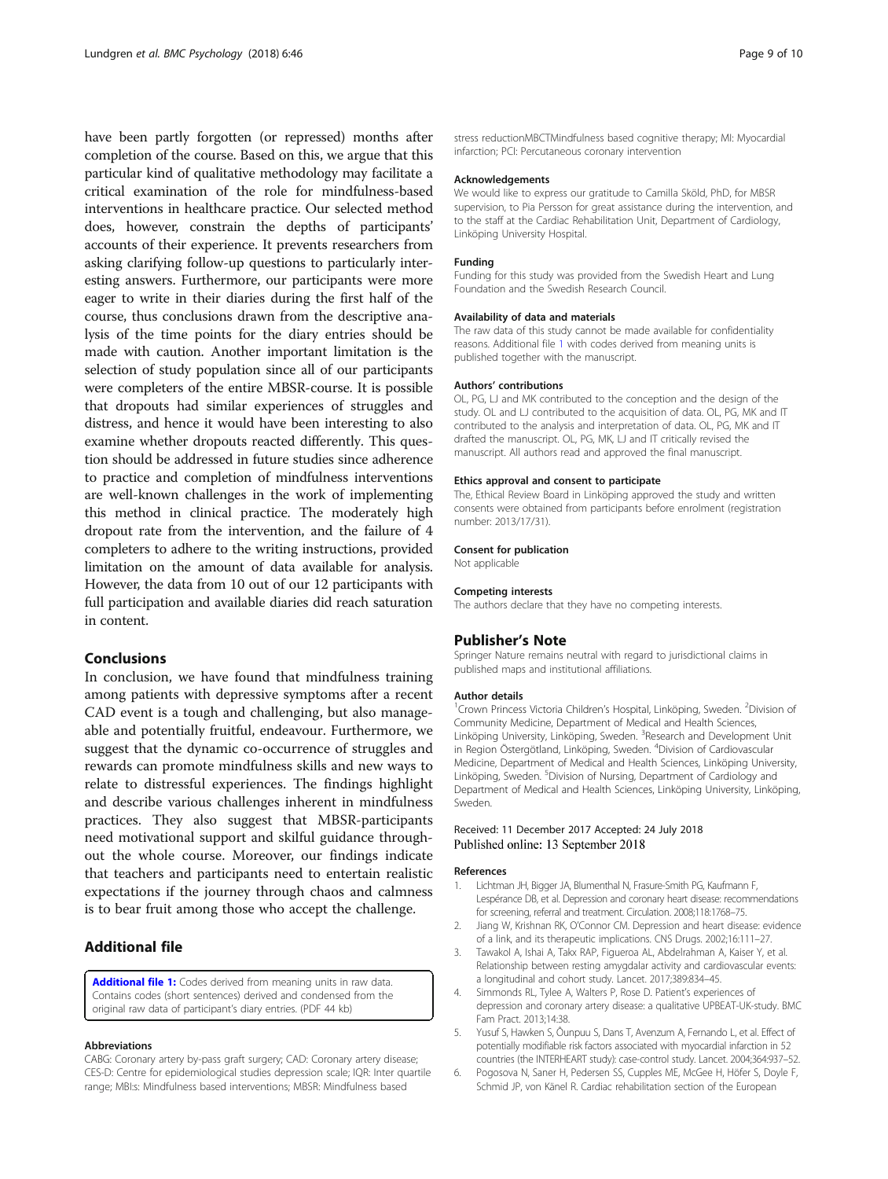have been partly forgotten (or repressed) months after completion of the course. Based on this, we argue that this particular kind of qualitative methodology may facilitate a critical examination of the role for mindfulness-based interventions in healthcare practice. Our selected method does, however, constrain the depths of participants' accounts of their experience. It prevents researchers from asking clarifying follow-up questions to particularly interesting answers. Furthermore, our participants were more eager to write in their diaries during the first half of the course, thus conclusions drawn from the descriptive analysis of the time points for the diary entries should be made with caution. Another important limitation is the selection of study population since all of our participants were completers of the entire MBSR-course. It is possible that dropouts had similar experiences of struggles and distress, and hence it would have been interesting to also examine whether dropouts reacted differently. This question should be addressed in future studies since adherence to practice and completion of mindfulness interventions are well-known challenges in the work of implementing this method in clinical practice. The moderately high dropout rate from the intervention, and the failure of 4 completers to adhere to the writing instructions, provided limitation on the amount of data available for analysis. However, the data from 10 out of our 12 participants with full participation and available diaries did reach saturation in content.

## Conclusions

In conclusion, we have found that mindfulness training among patients with depressive symptoms after a recent CAD event is a tough and challenging, but also manageable and potentially fruitful, endeavour. Furthermore, we suggest that the dynamic co-occurrence of struggles and rewards can promote mindfulness skills and new ways to relate to distressful experiences. The findings highlight and describe various challenges inherent in mindfulness practices. They also suggest that MBSR-participants need motivational support and skilful guidance throughout the whole course. Moreover, our findings indicate that teachers and participants need to entertain realistic expectations if the journey through chaos and calmness is to bear fruit among those who accept the challenge.

## Additional file

**Additional file 1:** Codes derived from meaning units in raw data. Contains codes (short sentences) derived and condensed from the original raw data of participant's diary entries. (PDF 44 kb)

#### Abbreviations

CABG: Coronary artery by-pass graft surgery; CAD: Coronary artery disease; CES-D: Centre for epidemiological studies depression scale; IQR: Inter quartile range; MBI:s: Mindfulness based interventions; MBSR: Mindfulness based stress reductionMBCTMindfulness based cognitive therapy; MI: Myocardial infarction; PCI: Percutaneous coronary intervention

#### Acknowledgements

We would like to express our gratitude to Camilla Sköld, PhD, for MBSR supervision, to Pia Persson for great assistance during the intervention, and to the staff at the Cardiac Rehabilitation Unit, Department of Cardiology, Linköping University Hospital.

#### Funding

Funding for this study was provided from the Swedish Heart and Lung Foundation and the Swedish Research Council.

#### Availability of data and materials

The raw data of this study cannot be made available for confidentiality reasons. Additional file 1 with codes derived from meaning units is published together with the manuscript.

#### Authors' contributions

OL, PG, LJ and MK contributed to the conception and the design of the study. OL and LJ contributed to the acquisition of data. OL, PG, MK and IT contributed to the analysis and interpretation of data. OL, PG, MK and IT drafted the manuscript. OL, PG, MK, LJ and IT critically revised the manuscript. All authors read and approved the final manuscript.

#### Ethics approval and consent to participate

The, Ethical Review Board in Linköping approved the study and written consents were obtained from participants before enrolment (registration number: 2013/17/31).

#### Consent for publication

Not applicable

#### Competing interests

The authors declare that they have no competing interests.

## Publisher's Note

Springer Nature remains neutral with regard to jurisdictional claims in published maps and institutional affiliations.

#### Author details

[1]Crown Princess Victoria Children's Hospital, Linköping, Sweden. [2]Division of Community Medicine, Department of Medical and Health Sciences, Linköping University, Linköping, Sweden. [3]Research and Development Unit in Region Östergötland, Linköping, Sweden. [4]Division of Cardiovascular Medicine, Department of Medical and Health Sciences, Linköping University, Linköping, Sweden. [5]Division of Nursing, Department of Cardiology and Department of Medical and Health Sciences, Linköping University, Linköping, Sweden.

Received: 11 December 2017 Accepted: 24 July 2018
Published online: 13 September 2018

#### References

1. Lichtman JH, Bigger JA, Blumenthal N, Frasure-Smith PG, Kaufmann F, Lespérance DB, et al. Depression and coronary heart disease: recommendations for screening, referral and treatment. Circulation. 2008;118:1768–75.
2. Jiang W, Krishnan RK, O'Connor CM. Depression and heart disease: evidence of a link, and its therapeutic implications. CNS Drugs. 2002;16:111–27.
3. Tawakol A, Ishai A, Takx RAP, Figueroa AL, Abdelrahman A, Kaiser Y, et al. Relationship between resting amygdalar activity and cardiovascular events: a longitudinal and cohort study. Lancet. 2017;389:834–45.
4. Simmonds RL, Tylee A, Walters P, Rose D. Patient's experiences of depression and coronary artery disease: a qualitative UPBEAT-UK-study. BMC Fam Pract. 2013;14:38.
5. Yusuf S, Hawken S, Õunpuu S, Dans T, Avenzum A, Fernando L, et al. Effect of potentially modifiable risk factors associated with myocardial infarction in 52 countries (the INTERHEART study): case-control study. Lancet. 2004;364:937–52.
6. Pogosova N, Saner H, Pedersen SS, Cupples ME, McGee H, Höfer S, Doyle F, Schmid JP, von Känel R. Cardiac rehabilitation section of the European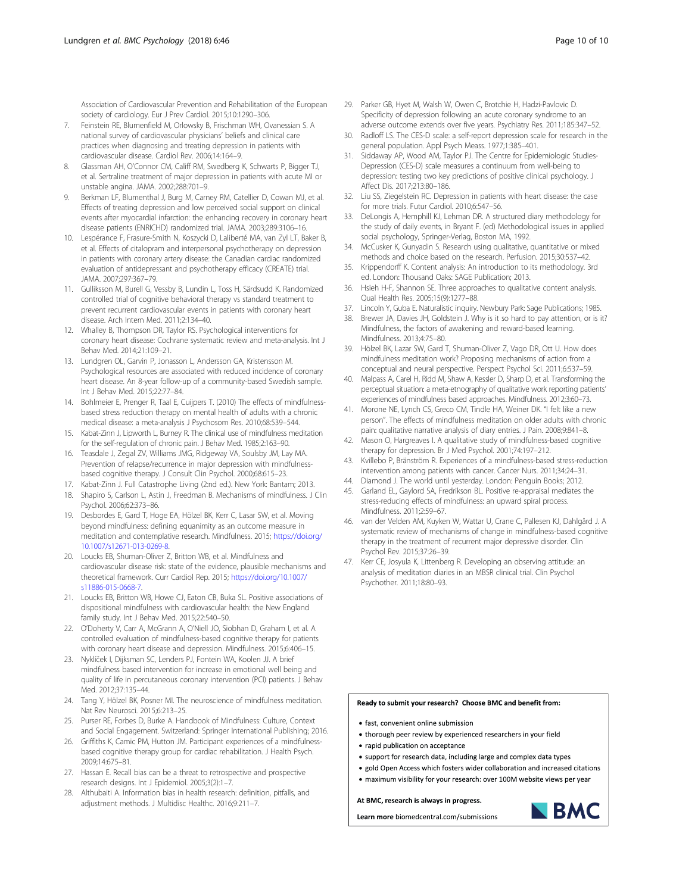Association of Cardiovascular Prevention and Rehabilitation of the European society of cardiology. Eur J Prev Cardiol. 2015;10:1290–306.

7. Feinstein RE, Blumenfield M, Orlowsky B, Frischman WH, Ovanessian S. A national survey of cardiovascular physicians' beliefs and clinical care practices when diagnosing and treating depression in patients with cardiovascular disease. Cardiol Rev. 2006;14:164–9.
8. Glassman AH, O'Connor CM, Califf RM, Swedberg K, Schwarts P, Bigger TJ, et al. Sertraline treatment of major depression in patients with acute MI or unstable angina. JAMA. 2002;288:701–9.
9. Berkman LF, Blumenthal J, Burg M, Carney RM, Catellier D, Cowan MJ, et al. Effects of treating depression and low perceived social support on clinical events after myocardial infarction: the enhancing recovery in coronary heart disease patients (ENRICHD) randomized trial. JAMA. 2003;289:3106–16.
10. Lespérance F, Frasure-Smith N, Koszycki D, Laliberté MA, van Zyl LT, Baker B, et al. Effects of citalopram and interpersonal psychotherapy on depression in patients with coronary artery disease: the Canadian cardiac randomized evaluation of antidepressant and psychotherapy efficacy (CREATE) trial. JAMA. 2007;297:367–79.
11. Gulliksson M, Burell G, Vessby B, Lundin L, Toss H, Särdsudd K. Randomized controlled trial of cognitive behavioral therapy vs standard treatment to prevent recurrent cardiovascular events in patients with coronary heart disease. Arch Intern Med. 2011;2:134–40.
12. Whalley B, Thompson DR, Taylor RS. Psychological interventions for coronary heart disease: Cochrane systematic review and meta-analysis. Int J Behav Med. 2014;21:109–21.
13. Lundgren OL, Garvin P, Jonasson L, Andersson GA, Kristensson M. Psychological resources are associated with reduced incidence of coronary heart disease. An 8-year follow-up of a community-based Swedish sample. Int J Behav Med. 2015;22:77–84.
14. Bohlmeier E, Prenger R, Taal E, Cuijpers T. (2010) The effects of mindfulness-based stress reduction therapy on mental health of adults with a chronic medical disease: a meta-analysis J Psychosom Res. 2010;68:539–544.
15. Kabat-Zinn J, Lipworth L, Burney R. The clinical use of mindfulness meditation for the self-regulation of chronic pain. J Behav Med. 1985;2:163–90.
16. Teasdale J, Zegal ZV, Williams JMG, Ridgeway VA, Soulsby JM, Lay MA. Prevention of relapse/recurrence in major depression with mindfulness-based cognitive therapy. J Consult Clin Psychol. 2000;68:615–23.
17. Kabat-Zinn J. Full Catastrophe Living (2:nd ed.). New York: Bantam; 2013.
18. Shapiro S, Carlson L, Astin J, Freedman B. Mechanisms of mindfulness. J Clin Psychol. 2006;62:373–86.
19. Desbordes E, Gard T, Hoge EA, Hölzel BK, Kerr C, Lasar SW, et al. Moving beyond mindfulness: defining equanimity as an outcome measure in meditation and contemplative research. Mindfulness. 2015; https://doi.org/10.1007/s12671-013-0269-8.
20. Loucks EB, Shuman-Oliver Z, Britton WB, et al. Mindfulness and cardiovascular disease risk: state of the evidence, plausible mechanisms and theoretical framework. Curr Cardiol Rep. 2015; https://doi.org/10.1007/s11886-015-0668-7.
21. Loucks EB, Britton WB, Howe CJ, Eaton CB, Buka SL. Positive associations of dispositional mindfulness with cardiovascular health: the New England family study. Int J Behav Med. 2015;22:540–50.
22. O'Doherty V, Carr A, McGrann A, O'Niell JO, Siobhan D, Graham I, et al. A controlled evaluation of mindfulness-based cognitive therapy for patients with coronary heart disease and depression. Mindfulness. 2015;6:406–15.
23. Nyklíček I, Dijksman SC, Lenders PJ, Fontein WA, Koolen JJ. A brief mindfulness based intervention for increase in emotional well being and quality of life in percutaneous coronary intervention (PCI) patients. J Behav Med. 2012;37:135–44.
24. Tang Y, Hölzel BK, Posner MI. The neuroscience of mindfulness meditation. Nat Rev Neurosci. 2015;6:213–25.
25. Purser RE, Forbes D, Burke A. Handbook of Mindfulness: Culture, Context and Social Engagement. Switzerland: Springer International Publishing; 2016.
26. Griffiths K, Camic PM, Hutton JM. Participant experiences of a mindfulness-based cognitive therapy group for cardiac rehabilitation. J Health Psych. 2009;14:675–81.
27. Hassan E. Recall bias can be a threat to retrospective and prospective research designs. Int J Epidemiol. 2005;3(2):1–7.
28. Althubaiti A. Information bias in health research: definition, pitfalls, and adjustment methods. J Multidisc Healthc. 2016;9:211–7.
29. Parker GB, Hyet M, Walsh W, Owen C, Brotchie H, Hadzi-Pavlovic D. Specificity of depression following an acute coronary syndrome to an adverse outcome extends over five years. Psychiatry Res. 2011;185:347–52.
30. Radloff LS. The CES-D scale: a self-report depression scale for research in the general population. Appl Psych Meass. 1977;1:385–401.
31. Siddaway AP, Wood AM, Taylor PJ. The Centre for Epidemiologic Studies-Depression (CES-D) scale measures a continuum from well-being to depression: testing two key predictions of positive clinical psychology. J Affect Dis. 2017;213:80–186.
32. Liu SS, Ziegelstein RC. Depression in patients with heart disease: the case for more trials. Futur Cardiol. 2010;6:547–56.
33. DeLongis A, Hemphill KJ, Lehman DR. A structured diary methodology for the study of daily events, in Bryant F. (ed) Methodological issues in applied social psychology, Springer-Verlag, Boston MA, 1992.
34. McCusker K, Gunyadin S. Research using qualitative, quantitative or mixed methods and choice based on the research. Perfusion. 2015;30:537–42.
35. Krippendorff K. Content analysis: An introduction to its methodology. 3rd ed. London: Thousand Oaks: SAGE Publication; 2013.
36. Hsieh H-F, Shannon SE. Three approaches to qualitative content analysis. Qual Health Res. 2005;15(9):1277–88.
37. Lincoln Y, Guba E. Naturalistic inquiry. Newbury Park: Sage Publications; 1985.
38. Brewer JA, Davies JH, Goldstein J. Why is it so hard to pay attention, or is it? Mindfulness, the factors of awakening and reward-based learning. Mindfulness. 2013;4:75–80.
39. Hölzel BK, Lazar SW, Gard T, Shuman-Oliver Z, Vago DR, Ott U. How does mindfulness meditation work? Proposing mechanisms of action from a conceptual and neural perspective. Perspect Psychol Sci. 2011;6:537–59.
40. Malpass A, Carel H, Ridd M, Shaw A, Kessler D, Sharp D, et al. Transforming the perceptual situation: a meta-ethnography of qualitative work reporting patients' experiences of mindfulness based approaches. Mindfulness. 2012;3:60–73.
41. Morone NE, Lynch CS, Greco CM, Tindle HA, Weiner DK. "I felt like a new person". The effects of mindfulness meditation on older adults with chronic pain: qualitative narrative analysis of diary entries. J Pain. 2008;9:841–8.
42. Mason O, Hargreaves I. A qualitative study of mindfulness-based cognitive therapy for depression. Br J Med Psychol. 2001;74:197–212.
43. Kvillebo P, Bränström R. Experiences of a mindfulness-based stress-reduction intervention among patients with cancer. Cancer Nurs. 2011;34:24–31.
44. Diamond J. The world until yesterday. London: Penguin Books; 2012.
45. Garland EL, Gaylord SA, Fredrikson BL. Positive re-appraisal mediates the stress-reducing effects of mindfulness: an upward spiral process. Mindfulness. 2011;2:59–67.
46. van der Velden AM, Kuyken W, Wattar U, Crane C, Pallesen KJ, Dahlgård J. A systematic review of mechanisms of change in mindfulness-based cognitive therapy in the treatment of recurrent major depressive disorder. Clin Psychol Rev. 2015;37:26–39.
47. Kerr CE, Josyula K, Littenberg R. Developing an observing attitude: an analysis of meditation diaries in an MBSR clinical trial. Clin Psychol Psychother. 2011;18:80–93.

**Ready to submit your research? Choose BMC and benefit from:**

- fast, convenient online submission
- thorough peer review by experienced researchers in your field
- rapid publication on acceptance
- support for research data, including large and complex data types
- gold Open Access which fosters wider collaboration and increased citations
- maximum visibility for your research: over 100M website views per year

**At BMC, research is always in progress.**

**Learn more** biomedcentral.com/submissions

BMC